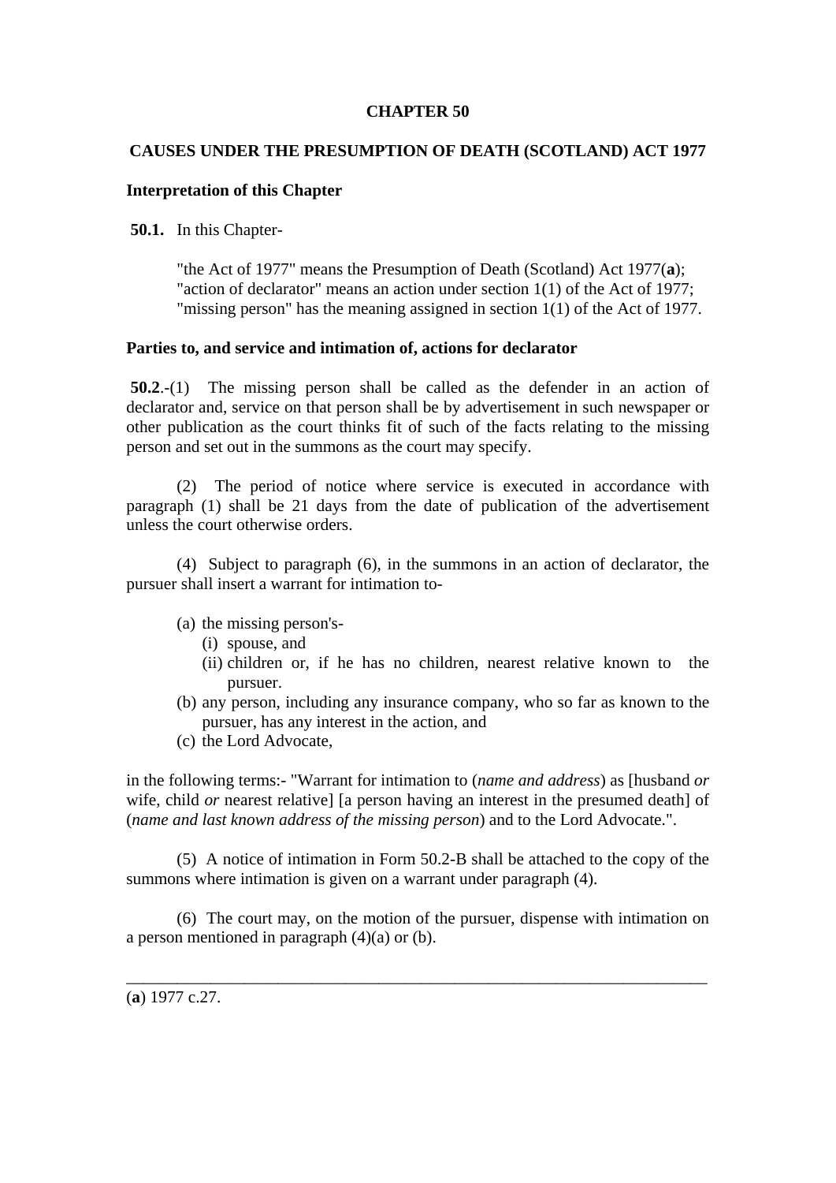# CHAPTER 50

## CAUSES UNDER THE PRESUMPTION OF DEATH (SCOTLAND) ACT 1977

### Interpretation of this Chapter

**50.1.** In this Chapter-

"the Act of 1977" means the Presumption of Death (Scotland) Act 1977(**a**);
"action of declarator" means an action under section 1(1) of the Act of 1977;
"missing person" has the meaning assigned in section 1(1) of the Act of 1977.

### Parties to, and service and intimation of, actions for declarator

**50.2**.-(1) The missing person shall be called as the defender in an action of declarator and, service on that person shall be by advertisement in such newspaper or other publication as the court thinks fit of such of the facts relating to the missing person and set out in the summons as the court may specify.

(2) The period of notice where service is executed in accordance with paragraph (1) shall be 21 days from the date of publication of the advertisement unless the court otherwise orders.

(4) Subject to paragraph (6), in the summons in an action of declarator, the pursuer shall insert a warrant for intimation to-

- (a) the missing person's-
  - (i) spouse, and
  - (ii) children or, if he has no children, nearest relative known to the pursuer.
- (b) any person, including any insurance company, who so far as known to the pursuer, has any interest in the action, and
- (c) the Lord Advocate,

in the following terms:- "Warrant for intimation to (*name and address*) as [husband *or* wife, child *or* nearest relative] [a person having an interest in the presumed death] of (*name and last known address of the missing person*) and to the Lord Advocate.".

(5) A notice of intimation in Form 50.2-B shall be attached to the copy of the summons where intimation is given on a warrant under paragraph (4).

(6) The court may, on the motion of the pursuer, dispense with intimation on a person mentioned in paragraph (4)(a) or (b).

---

(**a**) 1977 c.27.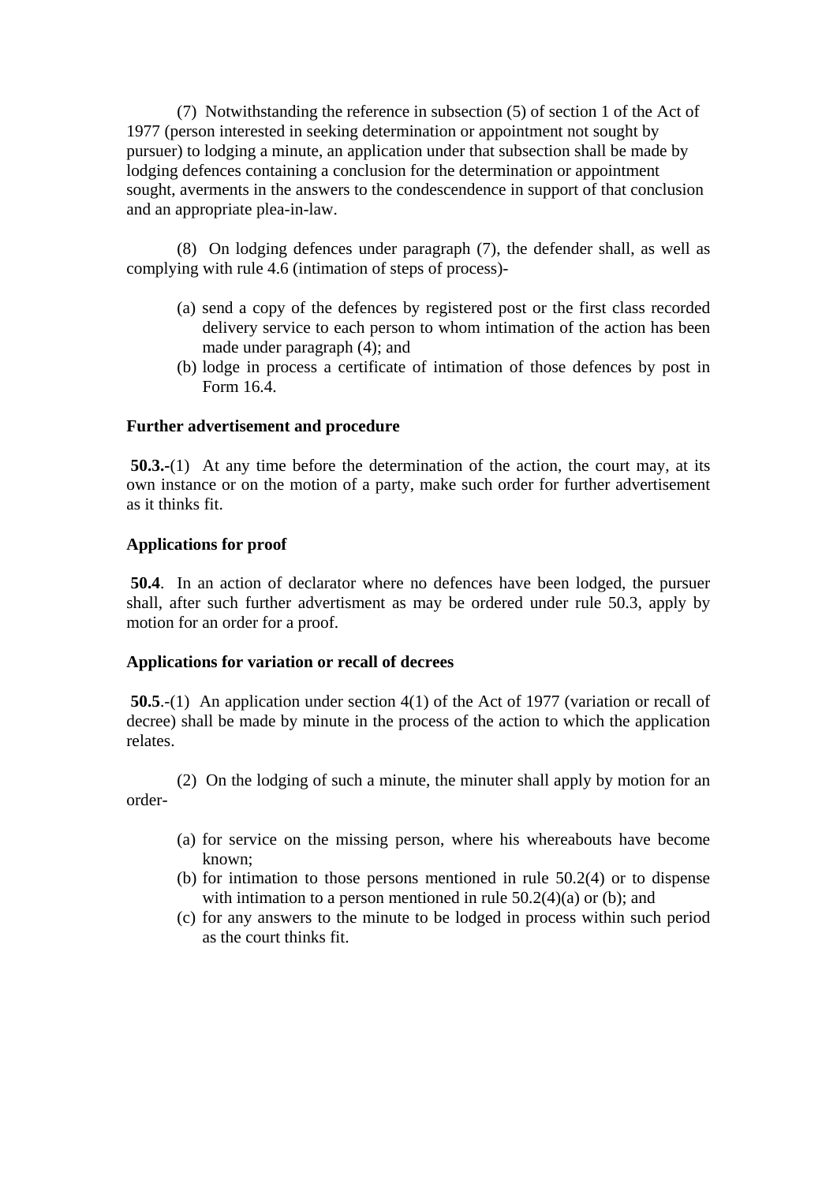(7) Notwithstanding the reference in subsection (5) of section 1 of the Act of 1977 (person interested in seeking determination or appointment not sought by pursuer) to lodging a minute, an application under that subsection shall be made by lodging defences containing a conclusion for the determination or appointment sought, averments in the answers to the condescendence in support of that conclusion and an appropriate plea-in-law.

(8) On lodging defences under paragraph (7), the defender shall, as well as complying with rule 4.6 (intimation of steps of process)-

(a) send a copy of the defences by registered post or the first class recorded delivery service to each person to whom intimation of the action has been made under paragraph (4); and
(b) lodge in process a certificate of intimation of those defences by post in Form 16.4.

**Further advertisement and procedure**

**50.3.-**(1) At any time before the determination of the action, the court may, at its own instance or on the motion of a party, make such order for further advertisement as it thinks fit.

**Applications for proof**

**50.4**. In an action of declarator where no defences have been lodged, the pursuer shall, after such further advertisment as may be ordered under rule 50.3, apply by motion for an order for a proof.

**Applications for variation or recall of decrees**

**50.5**.-(1) An application under section 4(1) of the Act of 1977 (variation or recall of decree) shall be made by minute in the process of the action to which the application relates.

(2) On the lodging of such a minute, the minuter shall apply by motion for an order-

(a) for service on the missing person, where his whereabouts have become known;
(b) for intimation to those persons mentioned in rule 50.2(4) or to dispense with intimation to a person mentioned in rule 50.2(4)(a) or (b); and
(c) for any answers to the minute to be lodged in process within such period as the court thinks fit.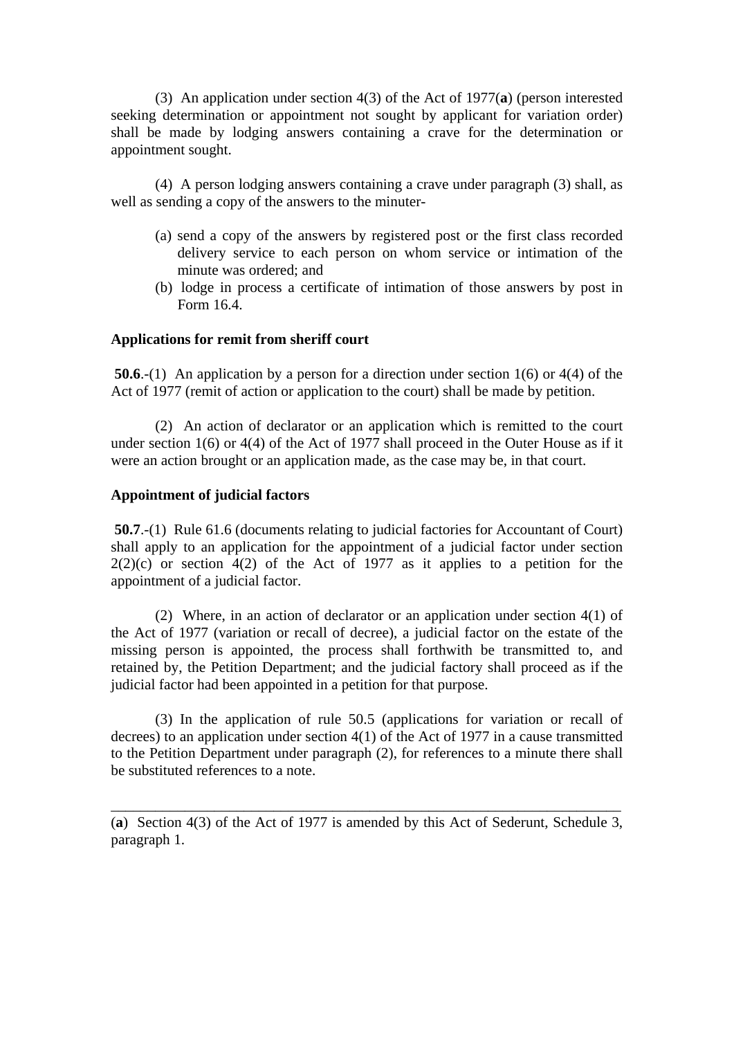(3) An application under section 4(3) of the Act of 1977(**a**) (person interested seeking determination or appointment not sought by applicant for variation order) shall be made by lodging answers containing a crave for the determination or appointment sought.

(4) A person lodging answers containing a crave under paragraph (3) shall, as well as sending a copy of the answers to the minuter-

(a) send a copy of the answers by registered post or the first class recorded delivery service to each person on whom service or intimation of the minute was ordered; and
(b) lodge in process a certificate of intimation of those answers by post in Form 16.4.

**Applications for remit from sheriff court**

**50.6**.-(1) An application by a person for a direction under section 1(6) or 4(4) of the Act of 1977 (remit of action or application to the court) shall be made by petition.

(2) An action of declarator or an application which is remitted to the court under section 1(6) or 4(4) of the Act of 1977 shall proceed in the Outer House as if it were an action brought or an application made, as the case may be, in that court.

**Appointment of judicial factors**

**50.7**.-(1) Rule 61.6 (documents relating to judicial factories for Accountant of Court) shall apply to an application for the appointment of a judicial factor under section 2(2)(c) or section 4(2) of the Act of 1977 as it applies to a petition for the appointment of a judicial factor.

(2) Where, in an action of declarator or an application under section 4(1) of the Act of 1977 (variation or recall of decree), a judicial factor on the estate of the missing person is appointed, the process shall forthwith be transmitted to, and retained by, the Petition Department; and the judicial factory shall proceed as if the judicial factor had been appointed in a petition for that purpose.

(3) In the application of rule 50.5 (applications for variation or recall of decrees) to an application under section 4(1) of the Act of 1977 in a cause transmitted to the Petition Department under paragraph (2), for references to a minute there shall be substituted references to a note.

---

(**a**) Section 4(3) of the Act of 1977 is amended by this Act of Sederunt, Schedule 3, paragraph 1.